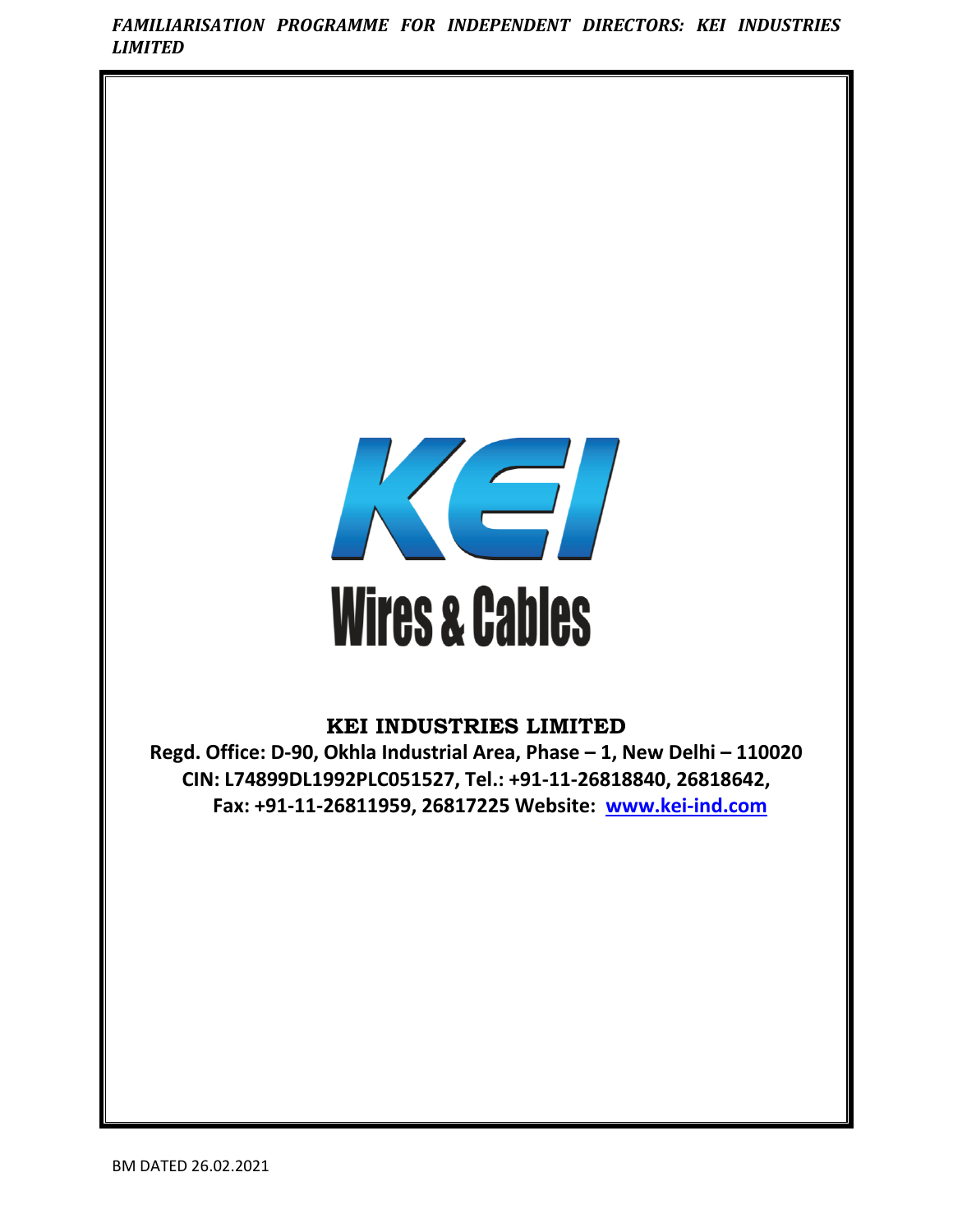*FAMILIARISATION PROGRAMME FOR INDEPENDENT DIRECTORS: KEI INDUSTRIES LIMITED*

KEI

Wires & Cables

**KEI INDUSTRIES LIMITED**

**Regd. Office: D-90, Okhla Industrial Area, Phase – 1, New Delhi – 110020**
**CIN: L74899DL1992PLC051527, Tel.: +91-11-26818840, 26818642,**
**Fax: +91-11-26811959, 26817225 Website: [www.kei-ind.com](http://www.kei-ind.com)**

BM DATED 26.02.2021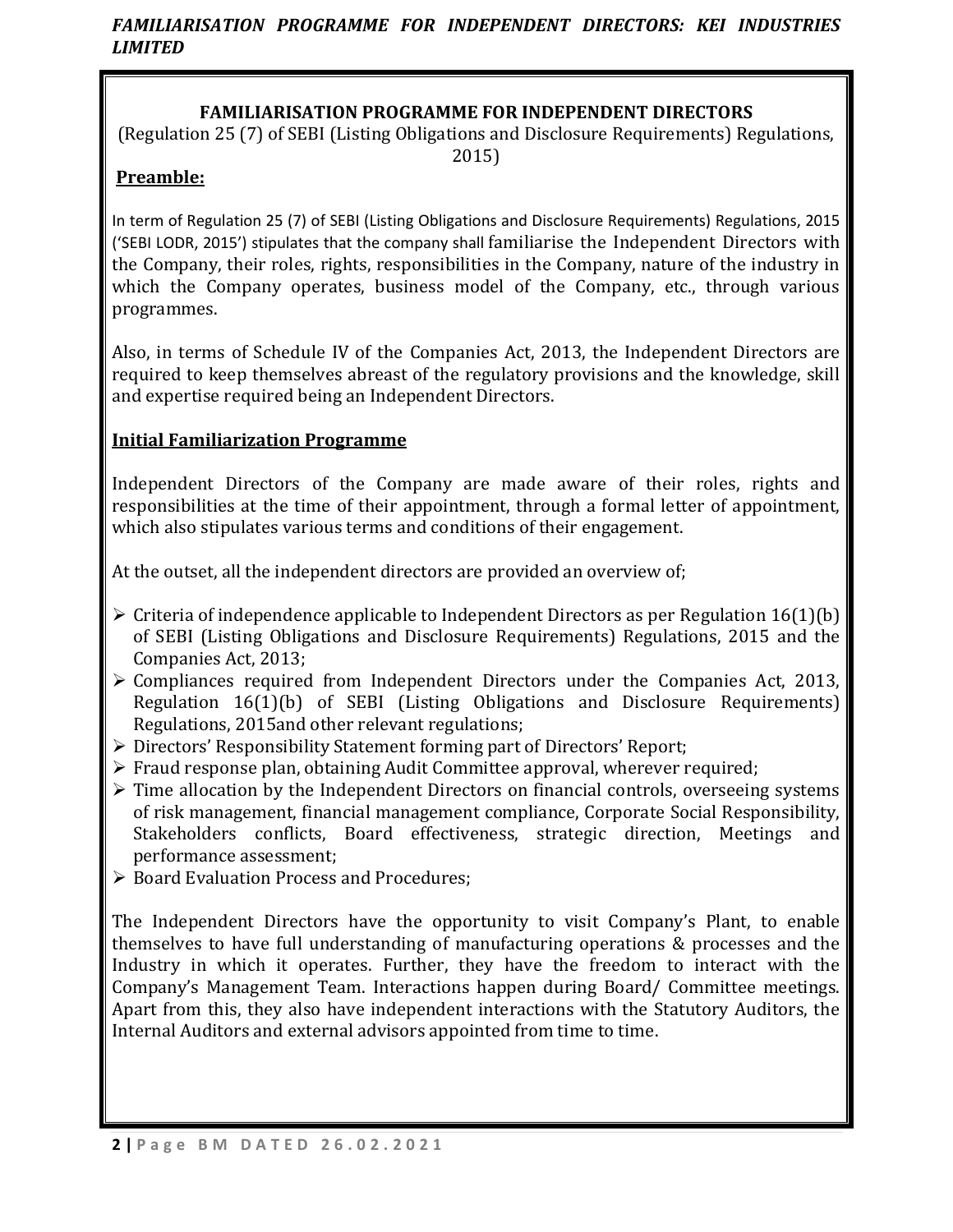## FAMILIARISATION PROGRAMME FOR INDEPENDENT DIRECTORS

(Regulation 25 (7) of SEBI (Listing Obligations and Disclosure Requirements) Regulations, 2015)

### Preamble:

In term of Regulation 25 (7) of SEBI (Listing Obligations and Disclosure Requirements) Regulations, 2015 ('SEBI LODR, 2015') stipulates that the company shall familiarise the Independent Directors with the Company, their roles, rights, responsibilities in the Company, nature of the industry in which the Company operates, business model of the Company, etc., through various programmes.

Also, in terms of Schedule IV of the Companies Act, 2013, the Independent Directors are required to keep themselves abreast of the regulatory provisions and the knowledge, skill and expertise required being an Independent Directors.

### Initial Familiarization Programme

Independent Directors of the Company are made aware of their roles, rights and responsibilities at the time of their appointment, through a formal letter of appointment, which also stipulates various terms and conditions of their engagement.

At the outset, all the independent directors are provided an overview of;

- Criteria of independence applicable to Independent Directors as per Regulation 16(1)(b) of SEBI (Listing Obligations and Disclosure Requirements) Regulations, 2015 and the Companies Act, 2013;
- Compliances required from Independent Directors under the Companies Act, 2013, Regulation 16(1)(b) of SEBI (Listing Obligations and Disclosure Requirements) Regulations, 2015and other relevant regulations;
- Directors' Responsibility Statement forming part of Directors' Report;
- Fraud response plan, obtaining Audit Committee approval, wherever required;
- Time allocation by the Independent Directors on financial controls, overseeing systems of risk management, financial management compliance, Corporate Social Responsibility, Stakeholders conflicts, Board effectiveness, strategic direction, Meetings and performance assessment;
- Board Evaluation Process and Procedures;

The Independent Directors have the opportunity to visit Company's Plant, to enable themselves to have full understanding of manufacturing operations & processes and the Industry in which it operates. Further, they have the freedom to interact with the Company's Management Team. Interactions happen during Board/ Committee meetings. Apart from this, they also have independent interactions with the Statutory Auditors, the Internal Auditors and external advisors appointed from time to time.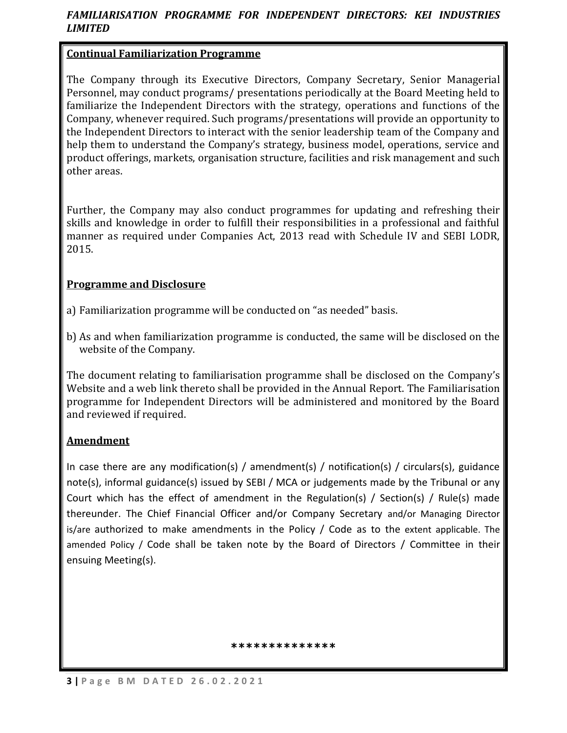## Continual Familiarization Programme

The Company through its Executive Directors, Company Secretary, Senior Managerial Personnel, may conduct programs/ presentations periodically at the Board Meeting held to familiarize the Independent Directors with the strategy, operations and functions of the Company, whenever required. Such programs/presentations will provide an opportunity to the Independent Directors to interact with the senior leadership team of the Company and help them to understand the Company's strategy, business model, operations, service and product offerings, markets, organisation structure, facilities and risk management and such other areas.

Further, the Company may also conduct programmes for updating and refreshing their skills and knowledge in order to fulfill their responsibilities in a professional and faithful manner as required under Companies Act, 2013 read with Schedule IV and SEBI LODR, 2015.

## Programme and Disclosure

a) Familiarization programme will be conducted on "as needed" basis.

b) As and when familiarization programme is conducted, the same will be disclosed on the website of the Company.

The document relating to familiarisation programme shall be disclosed on the Company's Website and a web link thereto shall be provided in the Annual Report. The Familiarisation programme for Independent Directors will be administered and monitored by the Board and reviewed if required.

## Amendment

In case there are any modification(s) / amendment(s) / notification(s) / circulars(s), guidance note(s), informal guidance(s) issued by SEBI / MCA or judgements made by the Tribunal or any Court which has the effect of amendment in the Regulation(s) / Section(s) / Rule(s) made thereunder. The Chief Financial Officer and/or Company Secretary and/or Managing Director is/are authorized to make amendments in the Policy / Code as to the extent applicable. The amended Policy / Code shall be taken note by the Board of Directors / Committee in their ensuing Meeting(s).

**************